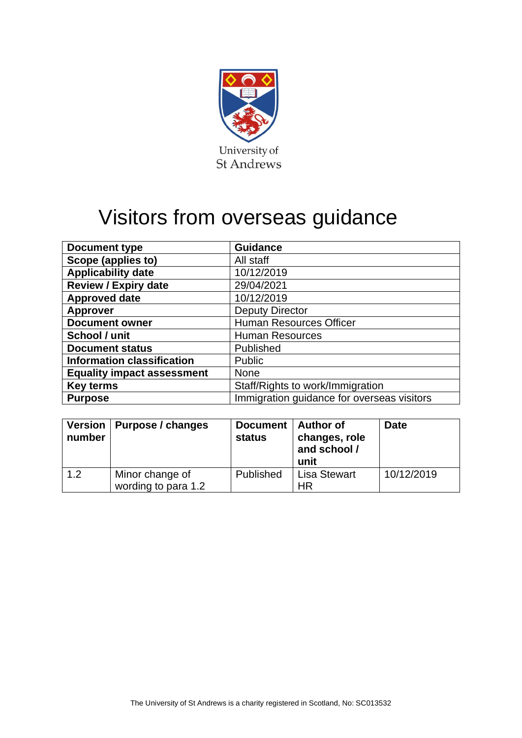University of St Andrews

# Visitors from overseas guidance

| Document type | Guidance |
| --- | --- |
| Scope (applies to) | All staff |
| Applicability date | 10/12/2019 |
| Review / Expiry date | 29/04/2021 |
| Approved date | 10/12/2019 |
| Approver | Deputy Director |
| Document owner | Human Resources Officer |
| School / unit | Human Resources |
| Document status | Published |
| Information classification | Public |
| Equality impact assessment | None |
| Key terms | Staff/Rights to work/Immigration |
| Purpose | Immigration guidance for overseas visitors |

| Version number | Purpose / changes | Document status | Author of changes, role and school / unit | Date |
| --- | --- | --- | --- | --- |
| 1.2 | Minor change of wording to para 1.2 | Published | Lisa Stewart HR | 10/12/2019 |

The University of St Andrews is a charity registered in Scotland, No: SC013532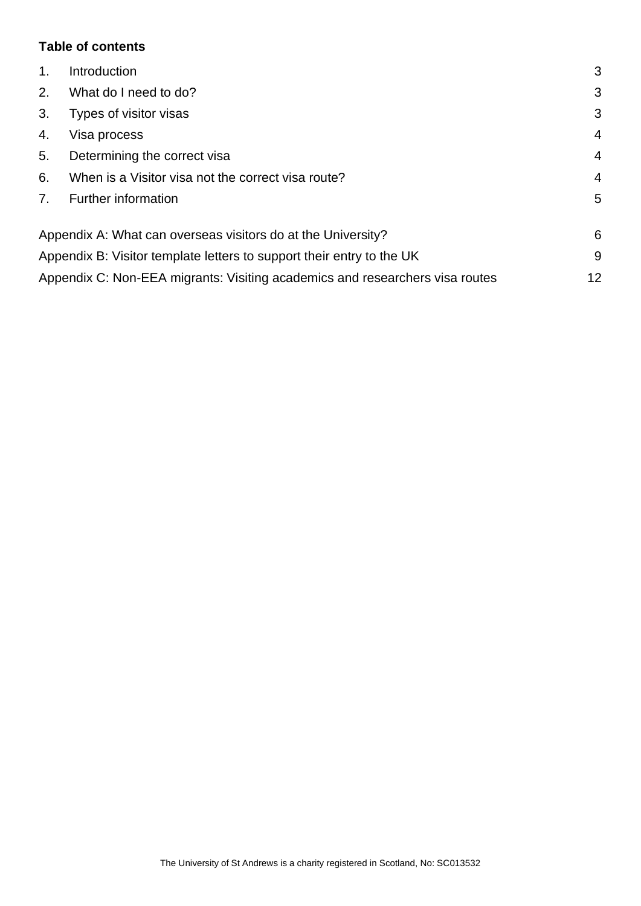**Table of contents**

| | | |
|---|---|---|
| 1. | Introduction | 3 |
| 2. | What do I need to do? | 3 |
| 3. | Types of visitor visas | 3 |
| 4. | Visa process | 4 |
| 5. | Determining the correct visa | 4 |
| 6. | When is a Visitor visa not the correct visa route? | 4 |
| 7. | Further information | 5 |

| | |
|---|---|
| Appendix A: What can overseas visitors do at the University? | 6 |
| Appendix B: Visitor template letters to support their entry to the UK | 9 |
| Appendix C: Non-EEA migrants: Visiting academics and researchers visa routes | 12 |

The University of St Andrews is a charity registered in Scotland, No: SC013532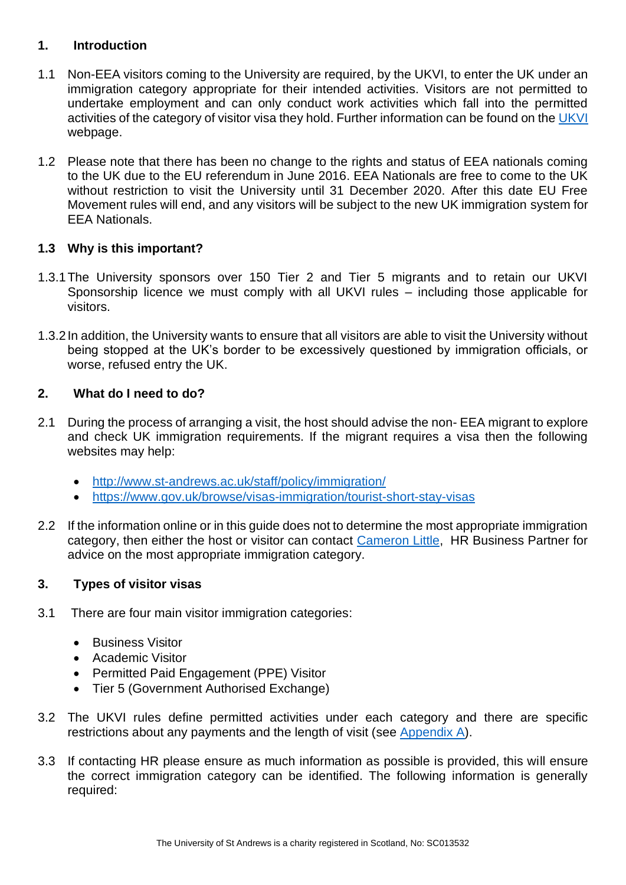## 1. Introduction

1.1 Non-EEA visitors coming to the University are required, by the UKVI, to enter the UK under an immigration category appropriate for their intended activities. Visitors are not permitted to undertake employment and can only conduct work activities which fall into the permitted activities of the category of visitor visa they hold. Further information can be found on the [UKVI](UKVI) webpage.

1.2 Please note that there has been no change to the rights and status of EEA nationals coming to the UK due to the EU referendum in June 2016. EEA Nationals are free to come to the UK without restriction to visit the University until 31 December 2020. After this date EU Free Movement rules will end, and any visitors will be subject to the new UK immigration system for EEA Nationals.

### 1.3 Why is this important?

1.3.1 The University sponsors over 150 Tier 2 and Tier 5 migrants and to retain our UKVI Sponsorship licence we must comply with all UKVI rules – including those applicable for visitors.

1.3.2 In addition, the University wants to ensure that all visitors are able to visit the University without being stopped at the UK's border to be excessively questioned by immigration officials, or worse, refused entry the UK.

## 2. What do I need to do?

2.1 During the process of arranging a visit, the host should advise the non- EEA migrant to explore and check UK immigration requirements. If the migrant requires a visa then the following websites may help:

- http://www.st-andrews.ac.uk/staff/policy/immigration/
- https://www.gov.uk/browse/visas-immigration/tourist-short-stay-visas

2.2 If the information online or in this guide does not to determine the most appropriate immigration category, then either the host or visitor can contact Cameron Little, HR Business Partner for advice on the most appropriate immigration category.

## 3. Types of visitor visas

3.1 There are four main visitor immigration categories:

- Business Visitor
- Academic Visitor
- Permitted Paid Engagement (PPE) Visitor
- Tier 5 (Government Authorised Exchange)

3.2 The UKVI rules define permitted activities under each category and there are specific restrictions about any payments and the length of visit (see Appendix A).

3.3 If contacting HR please ensure as much information as possible is provided, this will ensure the correct immigration category can be identified. The following information is generally required: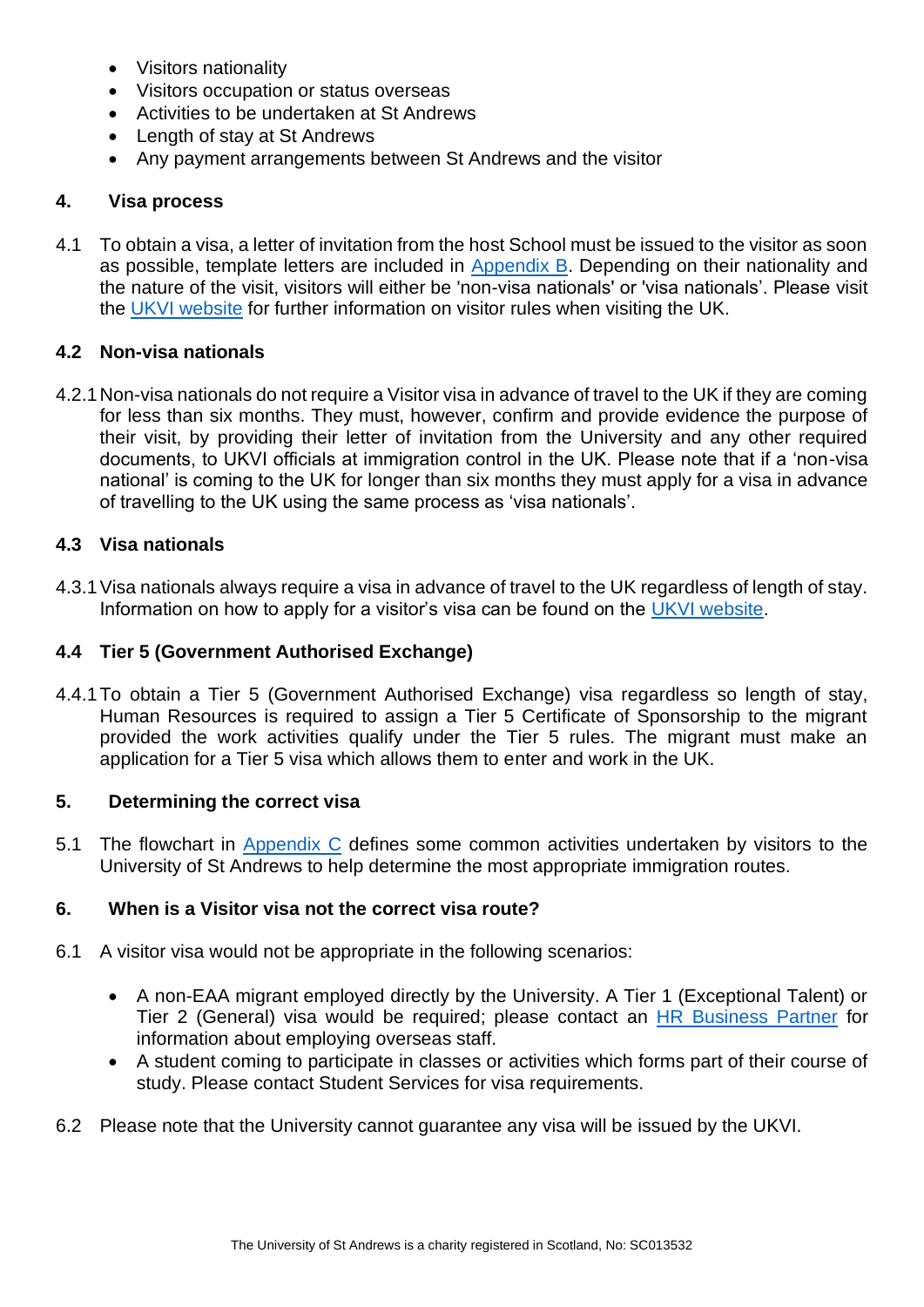- Visitors nationality
- Visitors occupation or status overseas
- Activities to be undertaken at St Andrews
- Length of stay at St Andrews
- Any payment arrangements between St Andrews and the visitor

## 4. Visa process

4.1 To obtain a visa, a letter of invitation from the host School must be issued to the visitor as soon as possible, template letters are included in Appendix B. Depending on their nationality and the nature of the visit, visitors will either be 'non-visa nationals' or 'visa nationals'. Please visit the UKVI website for further information on visitor rules when visiting the UK.

### 4.2 Non-visa nationals

4.2.1 Non-visa nationals do not require a Visitor visa in advance of travel to the UK if they are coming for less than six months. They must, however, confirm and provide evidence the purpose of their visit, by providing their letter of invitation from the University and any other required documents, to UKVI officials at immigration control in the UK. Please note that if a 'non-visa national' is coming to the UK for longer than six months they must apply for a visa in advance of travelling to the UK using the same process as 'visa nationals'.

### 4.3 Visa nationals

4.3.1 Visa nationals always require a visa in advance of travel to the UK regardless of length of stay. Information on how to apply for a visitor's visa can be found on the UKVI website.

### 4.4 Tier 5 (Government Authorised Exchange)

4.4.1 To obtain a Tier 5 (Government Authorised Exchange) visa regardless so length of stay, Human Resources is required to assign a Tier 5 Certificate of Sponsorship to the migrant provided the work activities qualify under the Tier 5 rules. The migrant must make an application for a Tier 5 visa which allows them to enter and work in the UK.

## 5. Determining the correct visa

5.1 The flowchart in Appendix C defines some common activities undertaken by visitors to the University of St Andrews to help determine the most appropriate immigration routes.

## 6. When is a Visitor visa not the correct visa route?

6.1 A visitor visa would not be appropriate in the following scenarios:

- A non-EAA migrant employed directly by the University. A Tier 1 (Exceptional Talent) or Tier 2 (General) visa would be required; please contact an HR Business Partner for information about employing overseas staff.
- A student coming to participate in classes or activities which forms part of their course of study. Please contact Student Services for visa requirements.

6.2 Please note that the University cannot guarantee any visa will be issued by the UKVI.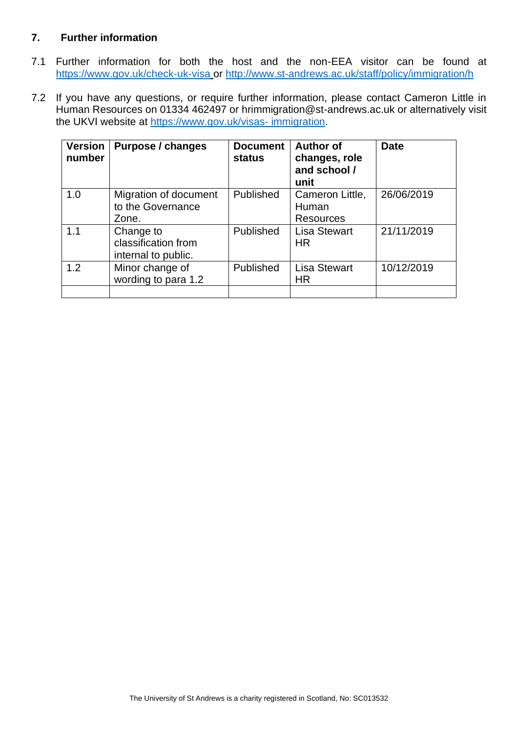## 7. Further information

7.1 Further information for both the host and the non-EEA visitor can be found at https://www.gov.uk/check-uk-visa or http://www.st-andrews.ac.uk/staff/policy/immigration/h

7.2 If you have any questions, or require further information, please contact Cameron Little in Human Resources on 01334 462497 or hrimmigration@st-andrews.ac.uk or alternatively visit the UKVI website at https://www.gov.uk/visas- immigration.

| Version number | Purpose / changes | Document status | Author of changes, role and school / unit | Date |
|---|---|---|---|---|
| 1.0 | Migration of document to the Governance Zone. | Published | Cameron Little, Human Resources | 26/06/2019 |
| 1.1 | Change to classification from internal to public. | Published | Lisa Stewart HR | 21/11/2019 |
| 1.2 | Minor change of wording to para 1.2 | Published | Lisa Stewart HR | 10/12/2019 |
| | | | | |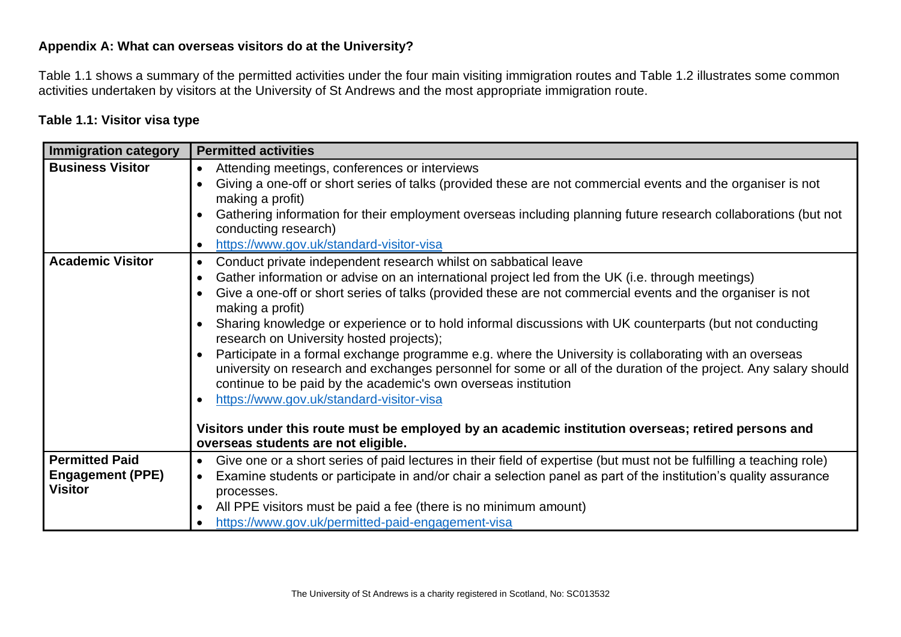**Appendix A: What can overseas visitors do at the University?**

Table 1.1 shows a summary of the permitted activities under the four main visiting immigration routes and Table 1.2 illustrates some common activities undertaken by visitors at the University of St Andrews and the most appropriate immigration route.

**Table 1.1: Visitor visa type**

| Immigration category | Permitted activities |
|---|---|
| **Business Visitor** | • Attending meetings, conferences or interviews<br>• Giving a one-off or short series of talks (provided these are not commercial events and the organiser is not making a profit)<br>• Gathering information for their employment overseas including planning future research collaborations (but not conducting research)<br>• https://www.gov.uk/standard-visitor-visa |
| **Academic Visitor** | • Conduct private independent research whilst on sabbatical leave<br>• Gather information or advise on an international project led from the UK (i.e. through meetings)<br>• Give a one-off or short series of talks (provided these are not commercial events and the organiser is not making a profit)<br>• Sharing knowledge or experience or to hold informal discussions with UK counterparts (but not conducting research on University hosted projects);<br>• Participate in a formal exchange programme e.g. where the University is collaborating with an overseas university on research and exchanges personnel for some or all of the duration of the project. Any salary should continue to be paid by the academic's own overseas institution<br>• https://www.gov.uk/standard-visitor-visa<br><br>**Visitors under this route must be employed by an academic institution overseas; retired persons and overseas students are not eligible.** |
| **Permitted Paid Engagement (PPE) Visitor** | • Give one or a short series of paid lectures in their field of expertise (but must not be fulfilling a teaching role)<br>• Examine students or participate in and/or chair a selection panel as part of the institution's quality assurance processes.<br>• All PPE visitors must be paid a fee (there is no minimum amount)<br>• https://www.gov.uk/permitted-paid-engagement-visa |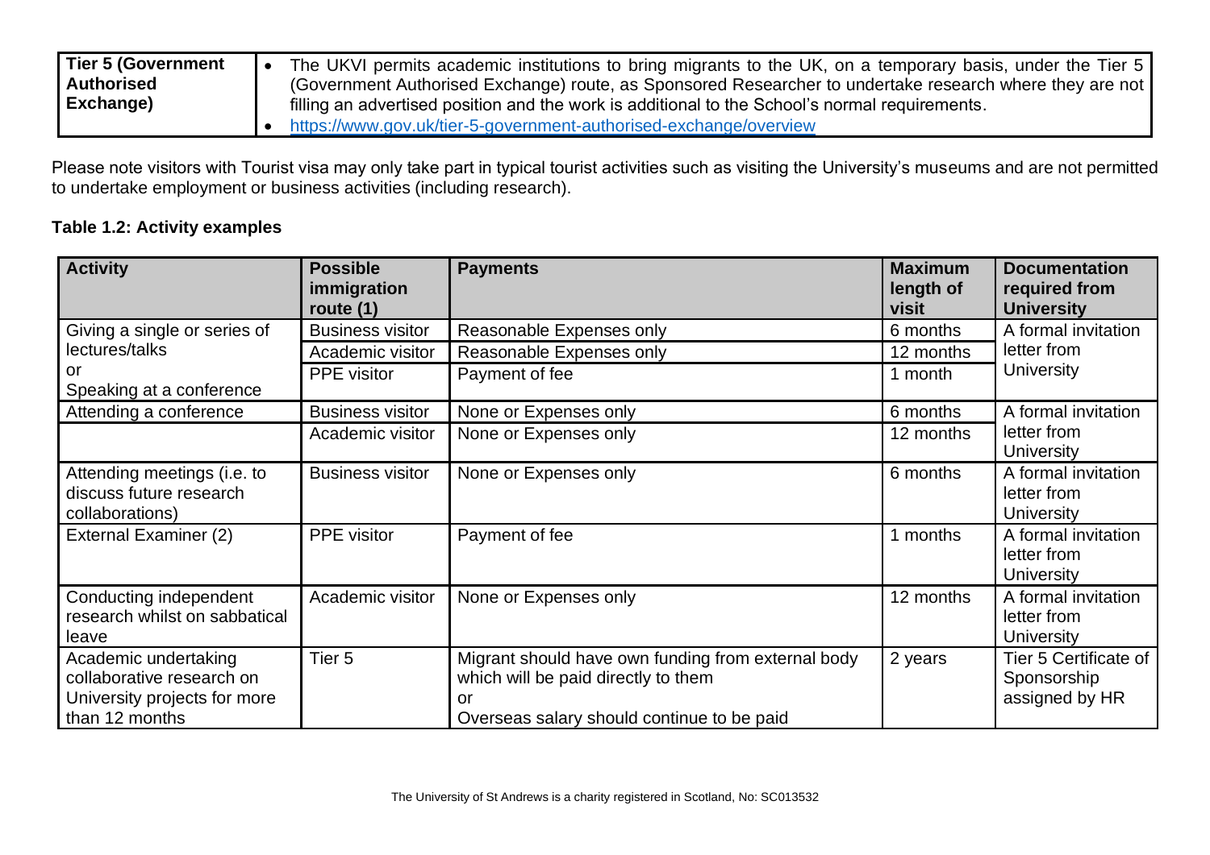| | |
|---|---|
| **Tier 5 (Government Authorised Exchange)** | • The UKVI permits academic institutions to bring migrants to the UK, on a temporary basis, under the Tier 5 (Government Authorised Exchange) route, as Sponsored Researcher to undertake research where they are not filling an advertised position and the work is additional to the School's normal requirements.<br>• https://www.gov.uk/tier-5-government-authorised-exchange/overview |

Please note visitors with Tourist visa may only take part in typical tourist activities such as visiting the University's museums and are not permitted to undertake employment or business activities (including research).

**Table 1.2: Activity examples**

| Activity | Possible immigration route (1) | Payments | Maximum length of visit | Documentation required from University |
|---|---|---|---|---|
| Giving a single or series of lectures/talks or Speaking at a conference | Business visitor | Reasonable Expenses only | 6 months | A formal invitation letter from University |
| | Academic visitor | Reasonable Expenses only | 12 months | |
| | PPE visitor | Payment of fee | 1 month | |
| Attending a conference | Business visitor | None or Expenses only | 6 months | A formal invitation letter from University |
| | Academic visitor | None or Expenses only | 12 months | |
| Attending meetings (i.e. to discuss future research collaborations) | Business visitor | None or Expenses only | 6 months | A formal invitation letter from University |
| External Examiner (2) | PPE visitor | Payment of fee | 1 months | A formal invitation letter from University |
| Conducting independent research whilst on sabbatical leave | Academic visitor | None or Expenses only | 12 months | A formal invitation letter from University |
| Academic undertaking collaborative research on University projects for more than 12 months | Tier 5 | Migrant should have own funding from external body which will be paid directly to them<br>or<br>Overseas salary should continue to be paid | 2 years | Tier 5 Certificate of Sponsorship assigned by HR |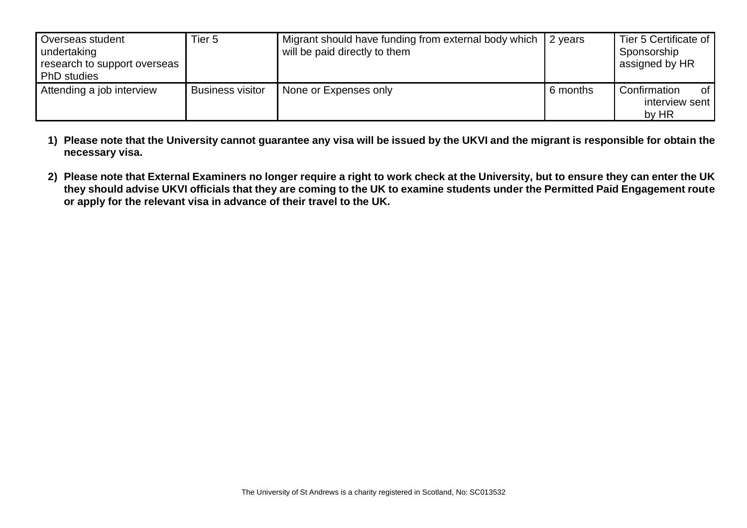| | | | | |
|---|---|---|---|---|
| Overseas student undertaking research to support overseas PhD studies | Tier 5 | Migrant should have funding from external body which will be paid directly to them | 2 years | Tier 5 Certificate of Sponsorship assigned by HR |
| Attending a job interview | Business visitor | None or Expenses only | 6 months | Confirmation of interview sent by HR |

1) **Please note that the University cannot guarantee any visa will be issued by the UKVI and the migrant is responsible for obtain the necessary visa.**

2) **Please note that External Examiners no longer require a right to work check at the University, but to ensure they can enter the UK they should advise UKVI officials that they are coming to the UK to examine students under the Permitted Paid Engagement route or apply for the relevant visa in advance of their travel to the UK.**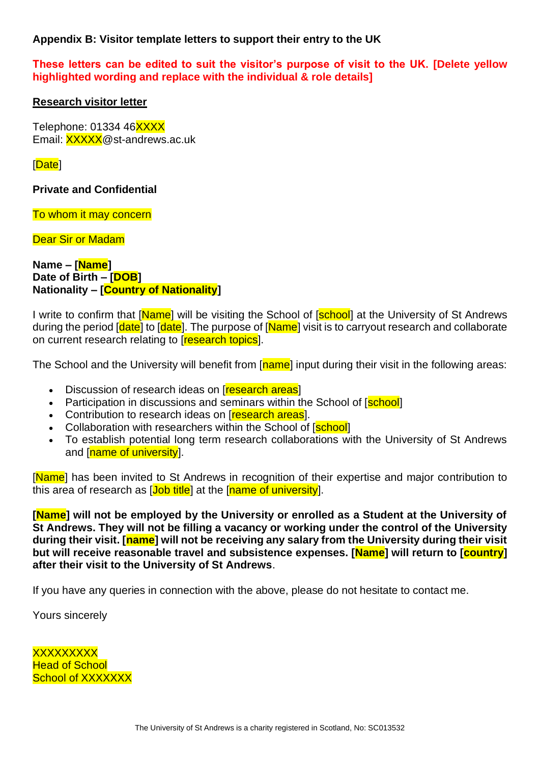**Appendix B: Visitor template letters to support their entry to the UK**

**These letters can be edited to suit the visitor's purpose of visit to the UK. [Delete yellow highlighted wording and replace with the individual & role details]**

**Research visitor letter**

Telephone: 01334 46XXXX
Email: XXXXX@st-andrews.ac.uk

[Date]

**Private and Confidential**

To whom it may concern

Dear Sir or Madam

**Name – [Name]**
**Date of Birth – [DOB]**
**Nationality – [Country of Nationality]**

I write to confirm that [Name] will be visiting the School of [school] at the University of St Andrews during the period [date] to [date]. The purpose of [Name] visit is to carryout research and collaborate on current research relating to [research topics].

The School and the University will benefit from [name] input during their visit in the following areas:

- Discussion of research ideas on [research areas]
- Participation in discussions and seminars within the School of [school]
- Contribution to research ideas on [research areas].
- Collaboration with researchers within the School of [school]
- To establish potential long term research collaborations with the University of St Andrews and [name of university].

[Name] has been invited to St Andrews in recognition of their expertise and major contribution to this area of research as [Job title] at the [name of university].

**[Name] will not be employed by the University or enrolled as a Student at the University of St Andrews. They will not be filling a vacancy or working under the control of the University during their visit. [name] will not be receiving any salary from the University during their visit but will receive reasonable travel and subsistence expenses. [Name] will return to [country] after their visit to the University of St Andrews**.

If you have any queries in connection with the above, please do not hesitate to contact me.

Yours sincerely

XXXXXXXXX
Head of School
School of XXXXXXX

The University of St Andrews is a charity registered in Scotland, No: SC013532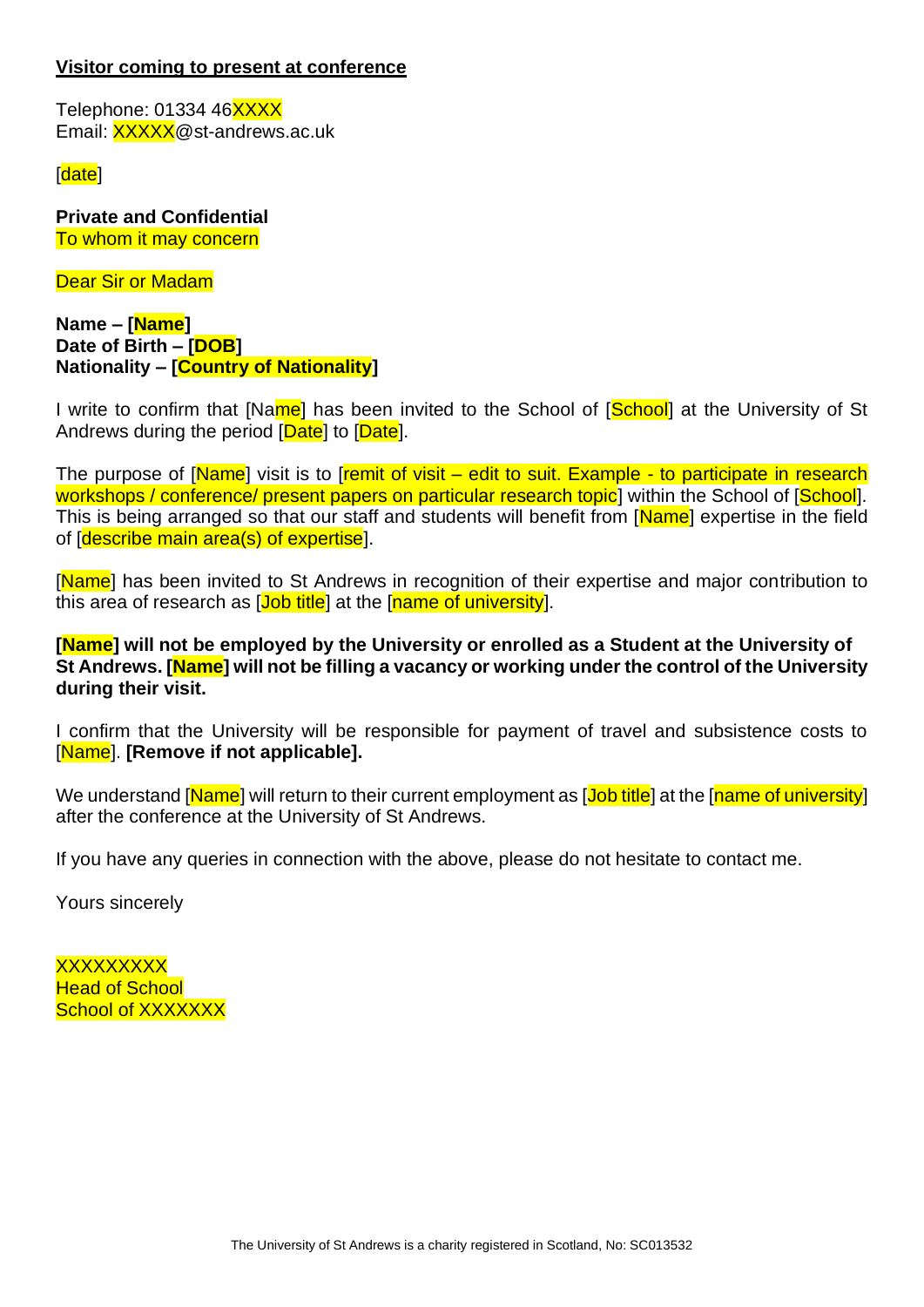**Visitor coming to present at conference**

Telephone: 01334 46XXXX
Email: XXXXX@st-andrews.ac.uk

[date]

**Private and Confidential**
To whom it may concern

Dear Sir or Madam

**Name – [Name]**
**Date of Birth – [DOB]**
**Nationality – [Country of Nationality]**

I write to confirm that [Name] has been invited to the School of [School] at the University of St Andrews during the period [Date] to [Date].

The purpose of [Name] visit is to [remit of visit – edit to suit. Example - to participate in research workshops / conference/ present papers on particular research topic] within the School of [School]. This is being arranged so that our staff and students will benefit from [Name] expertise in the field of [describe main area(s) of expertise].

[Name] has been invited to St Andrews in recognition of their expertise and major contribution to this area of research as [Job title] at the [name of university].

**[Name] will not be employed by the University or enrolled as a Student at the University of St Andrews. [Name] will not be filling a vacancy or working under the control of the University during their visit.**

I confirm that the University will be responsible for payment of travel and subsistence costs to [Name]. **[Remove if not applicable].**

We understand [Name] will return to their current employment as [Job title] at the [name of university] after the conference at the University of St Andrews.

If you have any queries in connection with the above, please do not hesitate to contact me.

Yours sincerely

XXXXXXXXX
Head of School
School of XXXXXXX

The University of St Andrews is a charity registered in Scotland, No: SC013532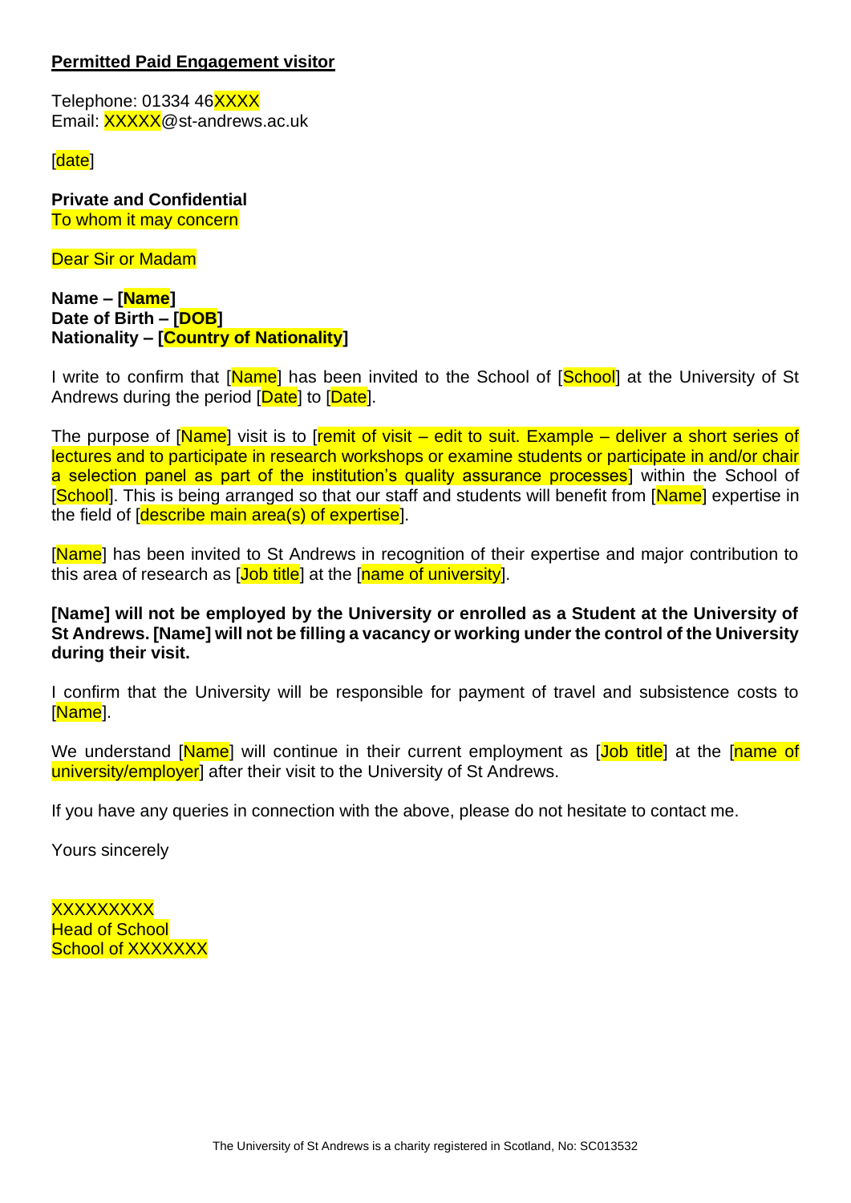**Permitted Paid Engagement visitor**

Telephone: 01334 46XXXX
Email: XXXXX@st-andrews.ac.uk

[date]

**Private and Confidential**
To whom it may concern

Dear Sir or Madam

**Name – [Name]**
**Date of Birth – [DOB]**
**Nationality – [Country of Nationality]**

I write to confirm that [Name] has been invited to the School of [School] at the University of St Andrews during the period [Date] to [Date].

The purpose of [Name] visit is to [remit of visit – edit to suit. Example – deliver a short series of lectures and to participate in research workshops or examine students or participate in and/or chair a selection panel as part of the institution's quality assurance processes] within the School of [School]. This is being arranged so that our staff and students will benefit from [Name] expertise in the field of [describe main area(s) of expertise].

[Name] has been invited to St Andrews in recognition of their expertise and major contribution to this area of research as [Job title] at the [name of university].

**[Name] will not be employed by the University or enrolled as a Student at the University of St Andrews. [Name] will not be filling a vacancy or working under the control of the University during their visit.**

I confirm that the University will be responsible for payment of travel and subsistence costs to [Name].

We understand [Name] will continue in their current employment as [Job title] at the [name of university/employer] after their visit to the University of St Andrews.

If you have any queries in connection with the above, please do not hesitate to contact me.

Yours sincerely

XXXXXXXXX
Head of School
School of XXXXXXX

The University of St Andrews is a charity registered in Scotland, No: SC013532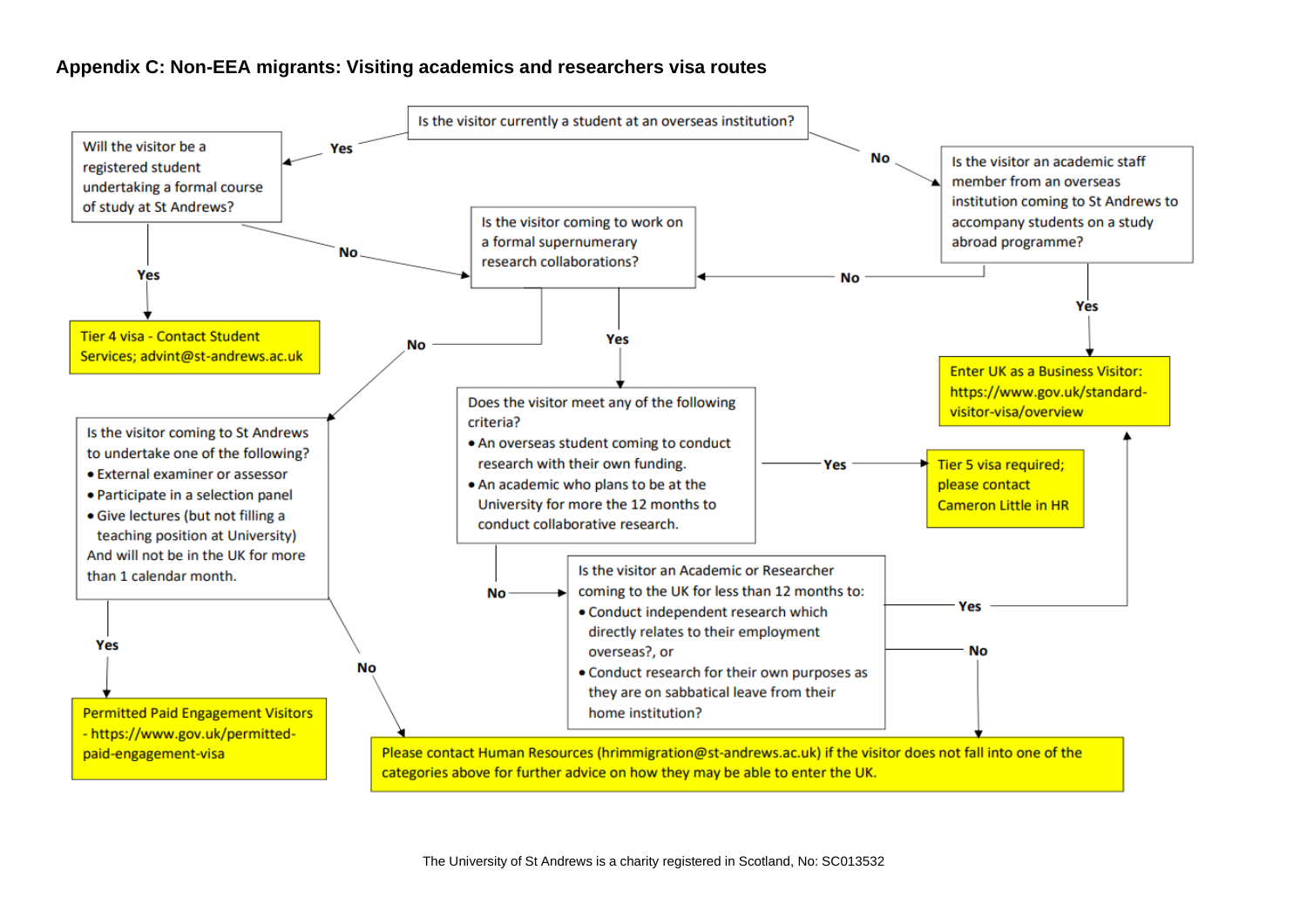## Appendix C: Non-EEA migrants: Visiting academics and researchers visa routes

Is the visitor currently a student at an overseas institution?

Yes

Will the visitor be a registered student undertaking a formal course of study at St Andrews?

Yes

Tier 4 visa - Contact Student Services; advint@st-andrews.ac.uk

No

Is the visitor coming to work on a formal supernumerary research collaborations?

No

Is the visitor an academic staff member from an overseas institution coming to St Andrews to accompany students on a study abroad programme?

Yes

Enter UK as a Business Visitor: https://www.gov.uk/standard-visitor-visa/overview

No

Yes

Does the visitor meet any of the following criteria?

- An overseas student coming to conduct research with their own funding.
- An academic who plans to be at the University for more the 12 months to conduct collaborative research.

Yes

Tier 5 visa required; please contact Cameron Little in HR

No

Is the visitor an Academic or Researcher coming to the UK for less than 12 months to:

- Conduct independent research which directly relates to their employment overseas?, or
- Conduct research for their own purposes as they are on sabbatical leave from their home institution?

Yes

No

No

Is the visitor coming to St Andrews to undertake one of the following?

- External examiner or assessor
- Participate in a selection panel
- Give lectures (but not filling a teaching position at University)

And will not be in the UK for more than 1 calendar month.

Yes

Permitted Paid Engagement Visitors - https://www.gov.uk/permitted-paid-engagement-visa

No

Please contact Human Resources (hrimmigration@st-andrews.ac.uk) if the visitor does not fall into one of the categories above for further advice on how they may be able to enter the UK.

The University of St Andrews is a charity registered in Scotland, No: SC013532